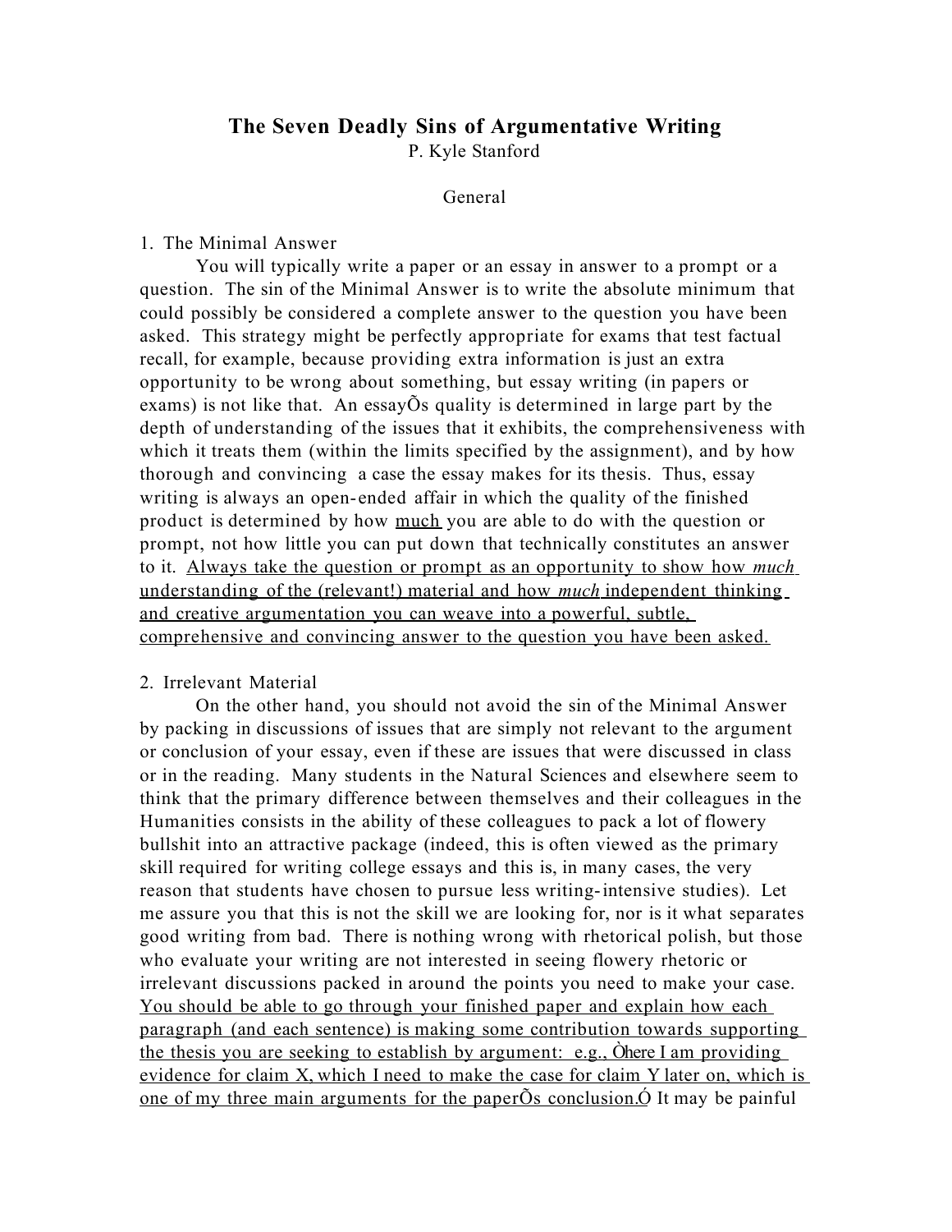# The Seven Deadly Sins of Argumentative Writing

P. Kyle Stanford

## General

### 1. The Minimal Answer

You will typically write a paper or an essay in answer to a prompt or a question. The sin of the Minimal Answer is to write the absolute minimum that could possibly be considered a complete answer to the question you have been asked. This strategy might be perfectly appropriate for exams that test factual recall, for example, because providing extra information is just an extra opportunity to be wrong about something, but essay writing (in papers or exams) is not like that. An essayÕs quality is determined in large part by the depth of understanding of the issues that it exhibits, the comprehensiveness with which it treats them (within the limits specified by the assignment), and by how thorough and convincing a case the essay makes for its thesis. Thus, essay writing is always an open-ended affair in which the quality of the finished product is determined by how <u>much</u> you are able to do with the question or prompt, not how little you can put down that technically constitutes an answer to it. <u>Always take the question or prompt as an opportunity to show how *much* understanding of the (relevant!) material and how *much* independent thinking and creative argumentation you can weave into a powerful, subtle, comprehensive and convincing answer to the question you have been asked.</u>

### 2. Irrelevant Material

On the other hand, you should not avoid the sin of the Minimal Answer by packing in discussions of issues that are simply not relevant to the argument or conclusion of your essay, even if these are issues that were discussed in class or in the reading. Many students in the Natural Sciences and elsewhere seem to think that the primary difference between themselves and their colleagues in the Humanities consists in the ability of these colleagues to pack a lot of flowery bullshit into an attractive package (indeed, this is often viewed as the primary skill required for writing college essays and this is, in many cases, the very reason that students have chosen to pursue less writing-intensive studies). Let me assure you that this is not the skill we are looking for, nor is it what separates good writing from bad. There is nothing wrong with rhetorical polish, but those who evaluate your writing are not interested in seeing flowery rhetoric or irrelevant discussions packed in around the points you need to make your case. <u>You should be able to go through your finished paper and explain how each paragraph (and each sentence) is making some contribution towards supporting the thesis you are seeking to establish by argument: e.g., Òhere I am providing evidence for claim X, which I need to make the case for claim Y later on, which is one of my three main arguments for the paperÕs conclusion.Ó</u> It may be painful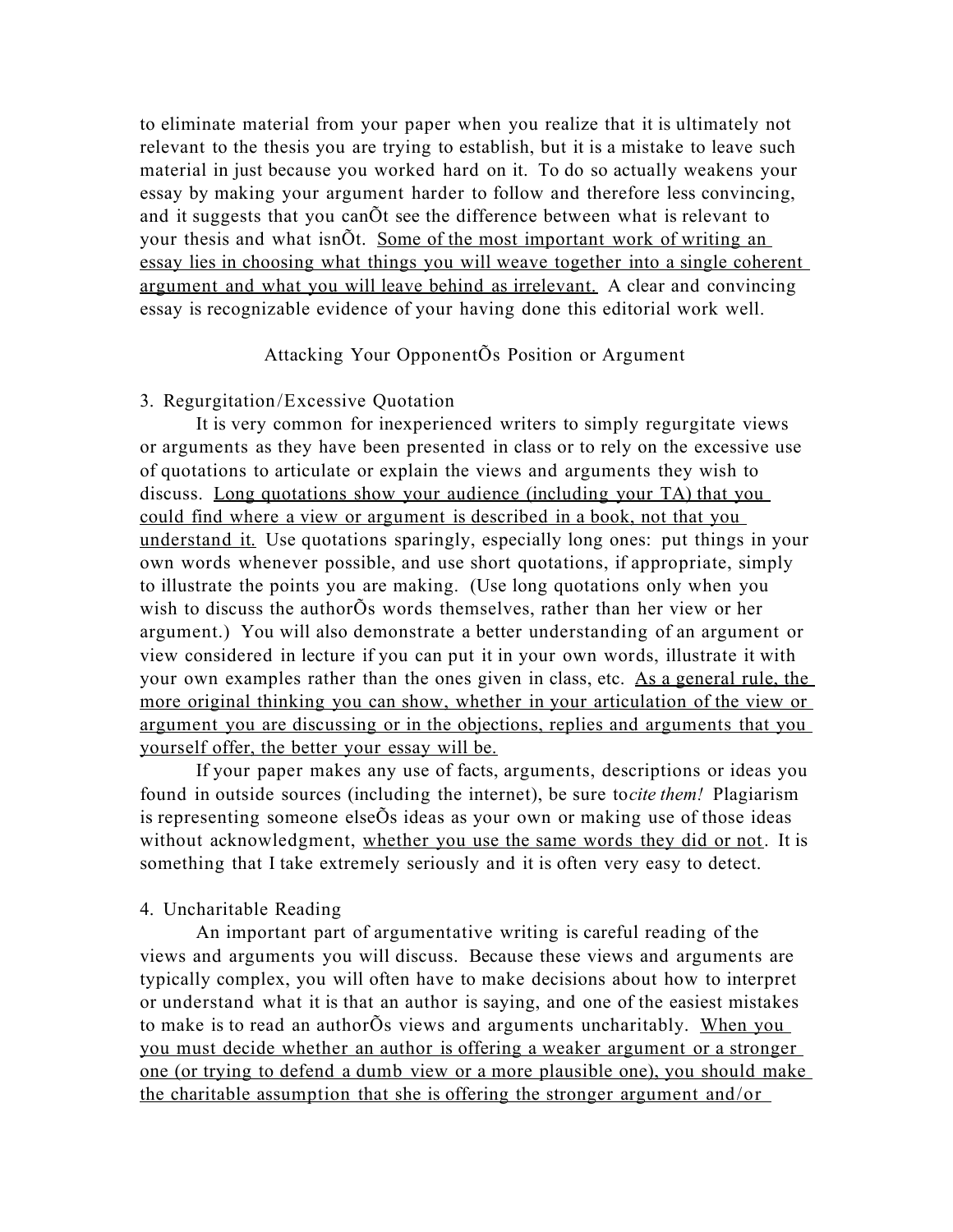to eliminate material from your paper when you realize that it is ultimately not relevant to the thesis you are trying to establish, but it is a mistake to leave such material in just because you worked hard on it. To do so actually weakens your essay by making your argument harder to follow and therefore less convincing, and it suggests that you canÕt see the difference between what is relevant to your thesis and what isnÕt. <u>Some of the most important work of writing an essay lies in choosing what things you will weave together into a single coherent argument and what you will leave behind as irrelevant.</u> A clear and convincing essay is recognizable evidence of your having done this editorial work well.

## Attacking Your OpponentÕs Position or Argument

### 3. Regurgitation/Excessive Quotation

It is very common for inexperienced writers to simply regurgitate views or arguments as they have been presented in class or to rely on the excessive use of quotations to articulate or explain the views and arguments they wish to discuss. <u>Long quotations show your audience (including your TA) that you could find where a view or argument is described in a book, not that you understand it.</u> Use quotations sparingly, especially long ones: put things in your own words whenever possible, and use short quotations, if appropriate, simply to illustrate the points you are making. (Use long quotations only when you wish to discuss the authorÕs words themselves, rather than her view or her argument.) You will also demonstrate a better understanding of an argument or view considered in lecture if you can put it in your own words, illustrate it with your own examples rather than the ones given in class, etc. <u>As a general rule, the more original thinking you can show, whether in your articulation of the view or argument you are discussing or in the objections, replies and arguments that you yourself offer, the better your essay will be.</u>

If your paper makes any use of facts, arguments, descriptions or ideas you found in outside sources (including the internet), be sure to *cite them!* Plagiarism is representing someone elseÕs ideas as your own or making use of those ideas without acknowledgment, <u>whether you use the same words they did or not</u>. It is something that I take extremely seriously and it is often very easy to detect.

### 4. Uncharitable Reading

An important part of argumentative writing is careful reading of the views and arguments you will discuss. Because these views and arguments are typically complex, you will often have to make decisions about how to interpret or understand what it is that an author is saying, and one of the easiest mistakes to make is to read an authorÕs views and arguments uncharitably. <u>When you you must decide whether an author is offering a weaker argument or a stronger one (or trying to defend a dumb view or a more plausible one), you should make the charitable assumption that she is offering the stronger argument and/or</u>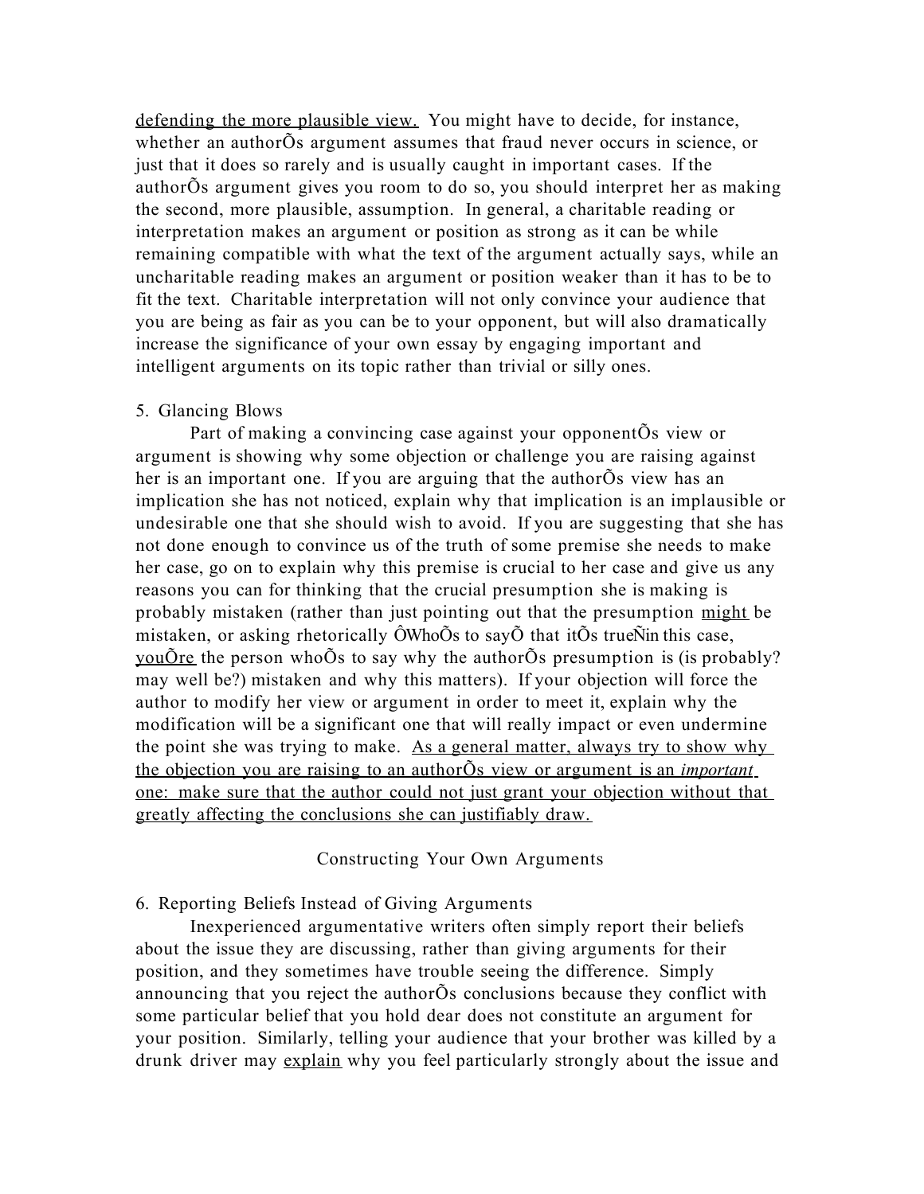defending the more plausible view. You might have to decide, for instance, whether an authorÕs argument assumes that fraud never occurs in science, or just that it does so rarely and is usually caught in important cases. If the authorÕs argument gives you room to do so, you should interpret her as making the second, more plausible, assumption. In general, a charitable reading or interpretation makes an argument or position as strong as it can be while remaining compatible with what the text of the argument actually says, while an uncharitable reading makes an argument or position weaker than it has to be to fit the text. Charitable interpretation will not only convince your audience that you are being as fair as you can be to your opponent, but will also dramatically increase the significance of your own essay by engaging important and intelligent arguments on its topic rather than trivial or silly ones.

5. Glancing Blows

Part of making a convincing case against your opponentÕs view or argument is showing why some objection or challenge you are raising against her is an important one. If you are arguing that the authorÕs view has an implication she has not noticed, explain why that implication is an implausible or undesirable one that she should wish to avoid. If you are suggesting that she has not done enough to convince us of the truth of some premise she needs to make her case, go on to explain why this premise is crucial to her case and give us any reasons you can for thinking that the crucial presumption she is making is probably mistaken (rather than just pointing out that the presumption might be mistaken, or asking rhetorically ÔWhoÕs to sayÕ that itÕs trueÑin this case, youÕre the person whoÕs to say why the authorÕs presumption is (is probably? may well be?) mistaken and why this matters). If your objection will force the author to modify her view or argument in order to meet it, explain why the modification will be a significant one that will really impact or even undermine the point she was trying to make. As a general matter, always try to show why the objection you are raising to an authorÕs view or argument is an *important* one: make sure that the author could not just grant your objection without that greatly affecting the conclusions she can justifiably draw.

## Constructing Your Own Arguments

6. Reporting Beliefs Instead of Giving Arguments

Inexperienced argumentative writers often simply report their beliefs about the issue they are discussing, rather than giving arguments for their position, and they sometimes have trouble seeing the difference. Simply announcing that you reject the authorÕs conclusions because they conflict with some particular belief that you hold dear does not constitute an argument for your position. Similarly, telling your audience that your brother was killed by a drunk driver may explain why you feel particularly strongly about the issue and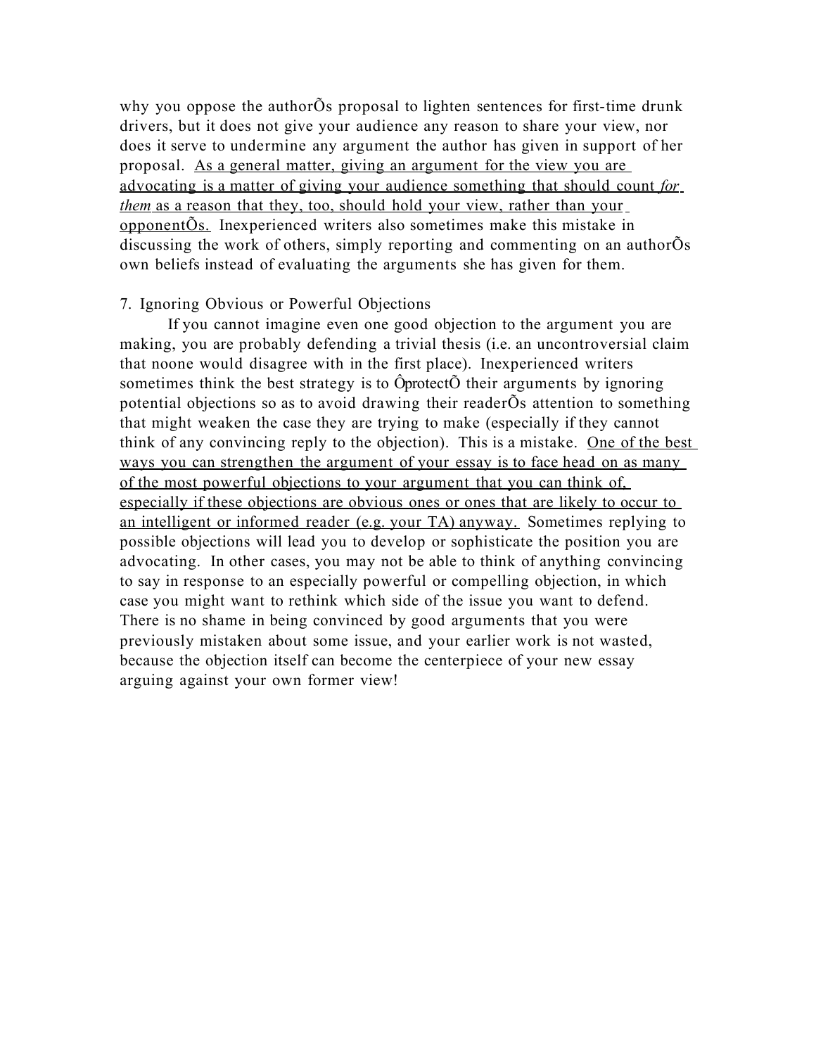why you oppose the authorÕs proposal to lighten sentences for first-time drunk drivers, but it does not give your audience any reason to share your view, nor does it serve to undermine any argument the author has given in support of her proposal. <u>As a general matter, giving an argument for the view you are advocating is a matter of giving your audience something that should count *for them* as a reason that they, too, should hold your view, rather than your opponentÕs.</u> Inexperienced writers also sometimes make this mistake in discussing the work of others, simply reporting and commenting on an authorÕs own beliefs instead of evaluating the arguments she has given for them.

7. Ignoring Obvious or Powerful Objections

If you cannot imagine even one good objection to the argument you are making, you are probably defending a trivial thesis (i.e. an uncontroversial claim that noone would disagree with in the first place). Inexperienced writers sometimes think the best strategy is to ÔprotectÕ their arguments by ignoring potential objections so as to avoid drawing their readerÕs attention to something that might weaken the case they are trying to make (especially if they cannot think of any convincing reply to the objection). This is a mistake. <u>One of the best ways you can strengthen the argument of your essay is to face head on as many of the most powerful objections to your argument that you can think of, especially if these objections are obvious ones or ones that are likely to occur to an intelligent or informed reader (e.g. your TA) anyway.</u> Sometimes replying to possible objections will lead you to develop or sophisticate the position you are advocating. In other cases, you may not be able to think of anything convincing to say in response to an especially powerful or compelling objection, in which case you might want to rethink which side of the issue you want to defend. There is no shame in being convinced by good arguments that you were previously mistaken about some issue, and your earlier work is not wasted, because the objection itself can become the centerpiece of your new essay arguing against your own former view!